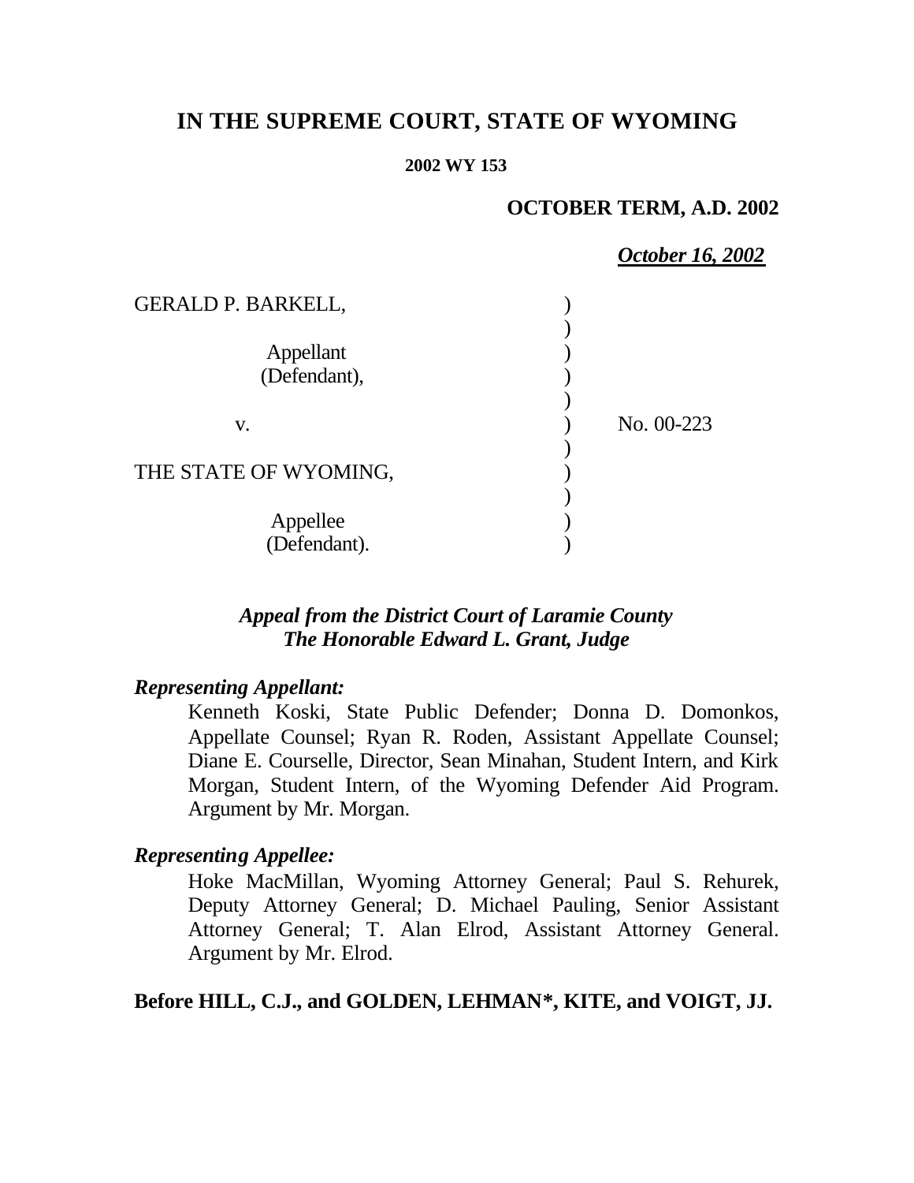# IN THE SUPREME COURT, STATE OF WYOMING

**2002 WY 153**

**OCTOBER TERM, A.D. 2002**

***October 16, 2002***

| | | |
|---|---|---|
| GERALD P. BARKELL, | ) | |
| | ) | |
| Appellant | ) | |
| (Defendant), | ) | |
| | ) | |
| v. | ) | No. 00-223 |
| | ) | |
| THE STATE OF WYOMING, | ) | |
| | ) | |
| Appellee | ) | |
| (Defendant). | ) | |

***Appeal from the District Court of Laramie County***
***The Honorable Edward L. Grant, Judge***

***Representing Appellant:***

Kenneth Koski, State Public Defender; Donna D. Domonkos, Appellate Counsel; Ryan R. Roden, Assistant Appellate Counsel; Diane E. Courselle, Director, Sean Minahan, Student Intern, and Kirk Morgan, Student Intern, of the Wyoming Defender Aid Program. Argument by Mr. Morgan.

***Representing Appellee:***

Hoke MacMillan, Wyoming Attorney General; Paul S. Rehurek, Deputy Attorney General; D. Michael Pauling, Senior Assistant Attorney General; T. Alan Elrod, Assistant Attorney General. Argument by Mr. Elrod.

**Before HILL, C.J., and GOLDEN, LEHMAN\*, KITE, and VOIGT, JJ.**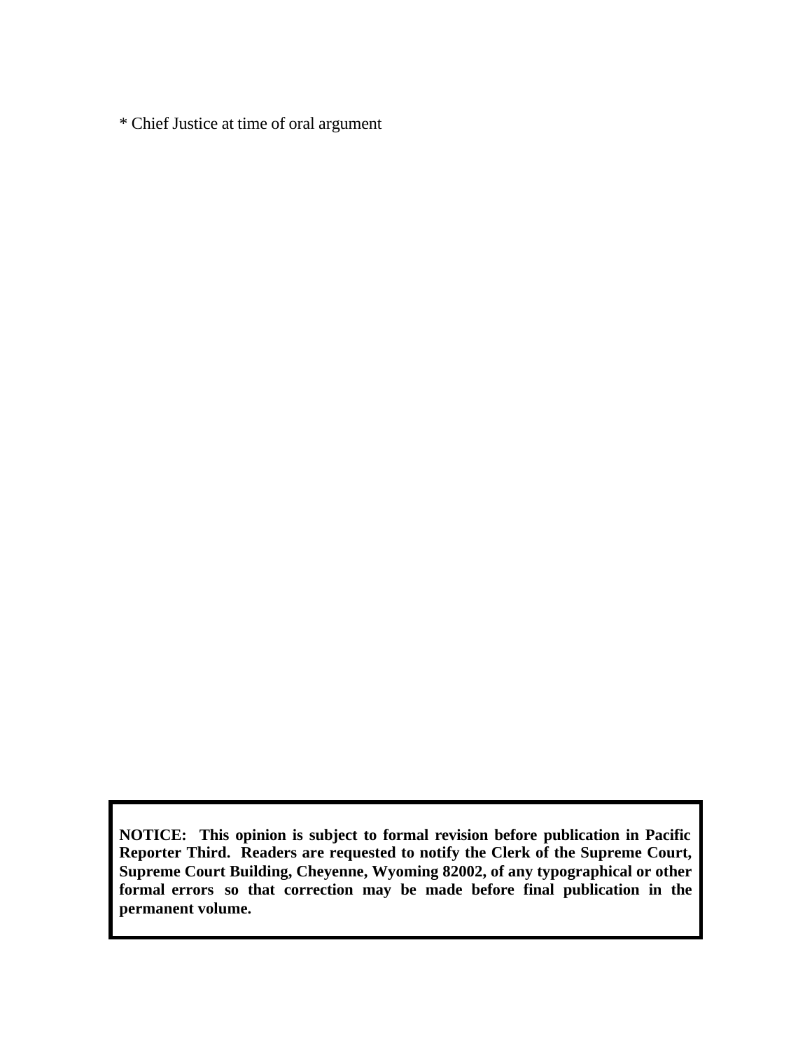* Chief Justice at time of oral argument

**NOTICE: This opinion is subject to formal revision before publication in Pacific Reporter Third. Readers are requested to notify the Clerk of the Supreme Court, Supreme Court Building, Cheyenne, Wyoming 82002, of any typographical or other formal errors so that correction may be made before final publication in the permanent volume.**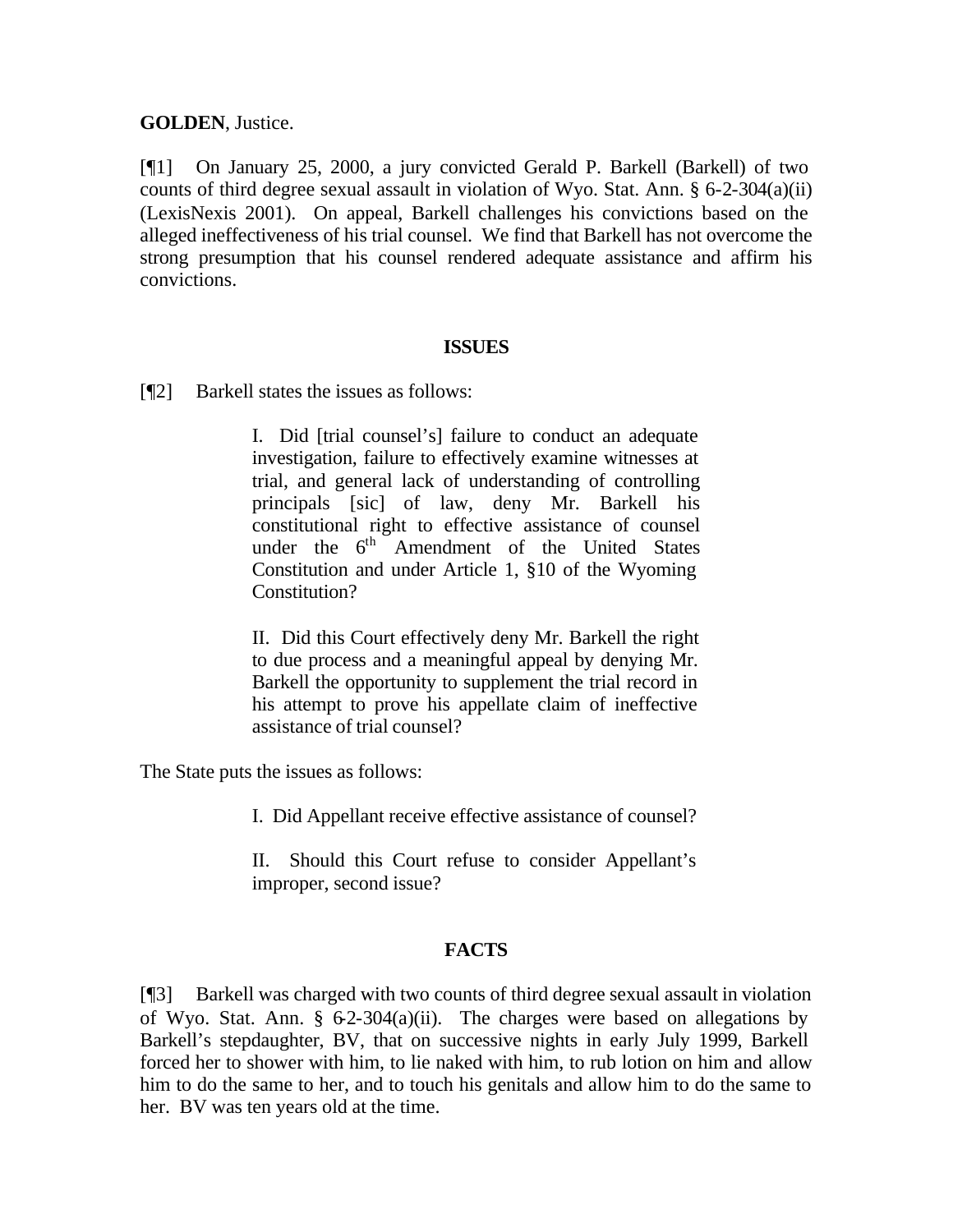**GOLDEN**, Justice.

[¶1] On January 25, 2000, a jury convicted Gerald P. Barkell (Barkell) of two counts of third degree sexual assault in violation of Wyo. Stat. Ann. § 6-2-304(a)(ii) (LexisNexis 2001). On appeal, Barkell challenges his convictions based on the alleged ineffectiveness of his trial counsel. We find that Barkell has not overcome the strong presumption that his counsel rendered adequate assistance and affirm his convictions.

## ISSUES

[¶2] Barkell states the issues as follows:

> I. Did [trial counsel's] failure to conduct an adequate investigation, failure to effectively examine witnesses at trial, and general lack of understanding of controlling principals [sic] of law, deny Mr. Barkell his constitutional right to effective assistance of counsel under the 6th Amendment of the United States Constitution and under Article 1, §10 of the Wyoming Constitution?
>
> II. Did this Court effectively deny Mr. Barkell the right to due process and a meaningful appeal by denying Mr. Barkell the opportunity to supplement the trial record in his attempt to prove his appellate claim of ineffective assistance of trial counsel?

The State puts the issues as follows:

> I. Did Appellant receive effective assistance of counsel?
>
> II. Should this Court refuse to consider Appellant's improper, second issue?

## FACTS

[¶3] Barkell was charged with two counts of third degree sexual assault in violation of Wyo. Stat. Ann. § 6-2-304(a)(ii). The charges were based on allegations by Barkell's stepdaughter, BV, that on successive nights in early July 1999, Barkell forced her to shower with him, to lie naked with him, to rub lotion on him and allow him to do the same to her, and to touch his genitals and allow him to do the same to her. BV was ten years old at the time.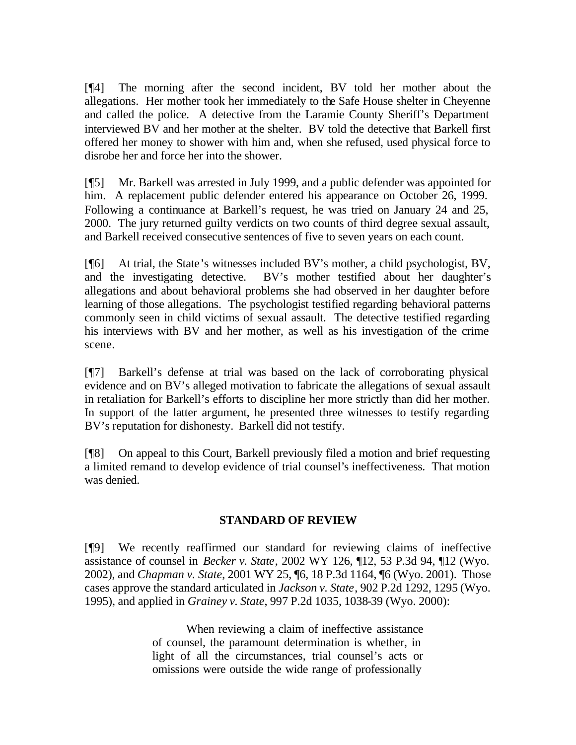[¶4] The morning after the second incident, BV told her mother about the allegations. Her mother took her immediately to the Safe House shelter in Cheyenne and called the police. A detective from the Laramie County Sheriff's Department interviewed BV and her mother at the shelter. BV told the detective that Barkell first offered her money to shower with him and, when she refused, used physical force to disrobe her and force her into the shower.

[¶5] Mr. Barkell was arrested in July 1999, and a public defender was appointed for him. A replacement public defender entered his appearance on October 26, 1999. Following a continuance at Barkell's request, he was tried on January 24 and 25, 2000. The jury returned guilty verdicts on two counts of third degree sexual assault, and Barkell received consecutive sentences of five to seven years on each count.

[¶6] At trial, the State's witnesses included BV's mother, a child psychologist, BV, and the investigating detective. BV's mother testified about her daughter's allegations and about behavioral problems she had observed in her daughter before learning of those allegations. The psychologist testified regarding behavioral patterns commonly seen in child victims of sexual assault. The detective testified regarding his interviews with BV and her mother, as well as his investigation of the crime scene.

[¶7] Barkell's defense at trial was based on the lack of corroborating physical evidence and on BV's alleged motivation to fabricate the allegations of sexual assault in retaliation for Barkell's efforts to discipline her more strictly than did her mother. In support of the latter argument, he presented three witnesses to testify regarding BV's reputation for dishonesty. Barkell did not testify.

[¶8] On appeal to this Court, Barkell previously filed a motion and brief requesting a limited remand to develop evidence of trial counsel's ineffectiveness. That motion was denied.

## STANDARD OF REVIEW

[¶9] We recently reaffirmed our standard for reviewing claims of ineffective assistance of counsel in *Becker v. State*, 2002 WY 126, ¶12, 53 P.3d 94, ¶12 (Wyo. 2002), and *Chapman v. State*, 2001 WY 25, ¶6, 18 P.3d 1164, ¶6 (Wyo. 2001). Those cases approve the standard articulated in *Jackson v. State*, 902 P.2d 1292, 1295 (Wyo. 1995), and applied in *Grainey v. State*, 997 P.2d 1035, 1038-39 (Wyo. 2000):

> When reviewing a claim of ineffective assistance of counsel, the paramount determination is whether, in light of all the circumstances, trial counsel's acts or omissions were outside the wide range of professionally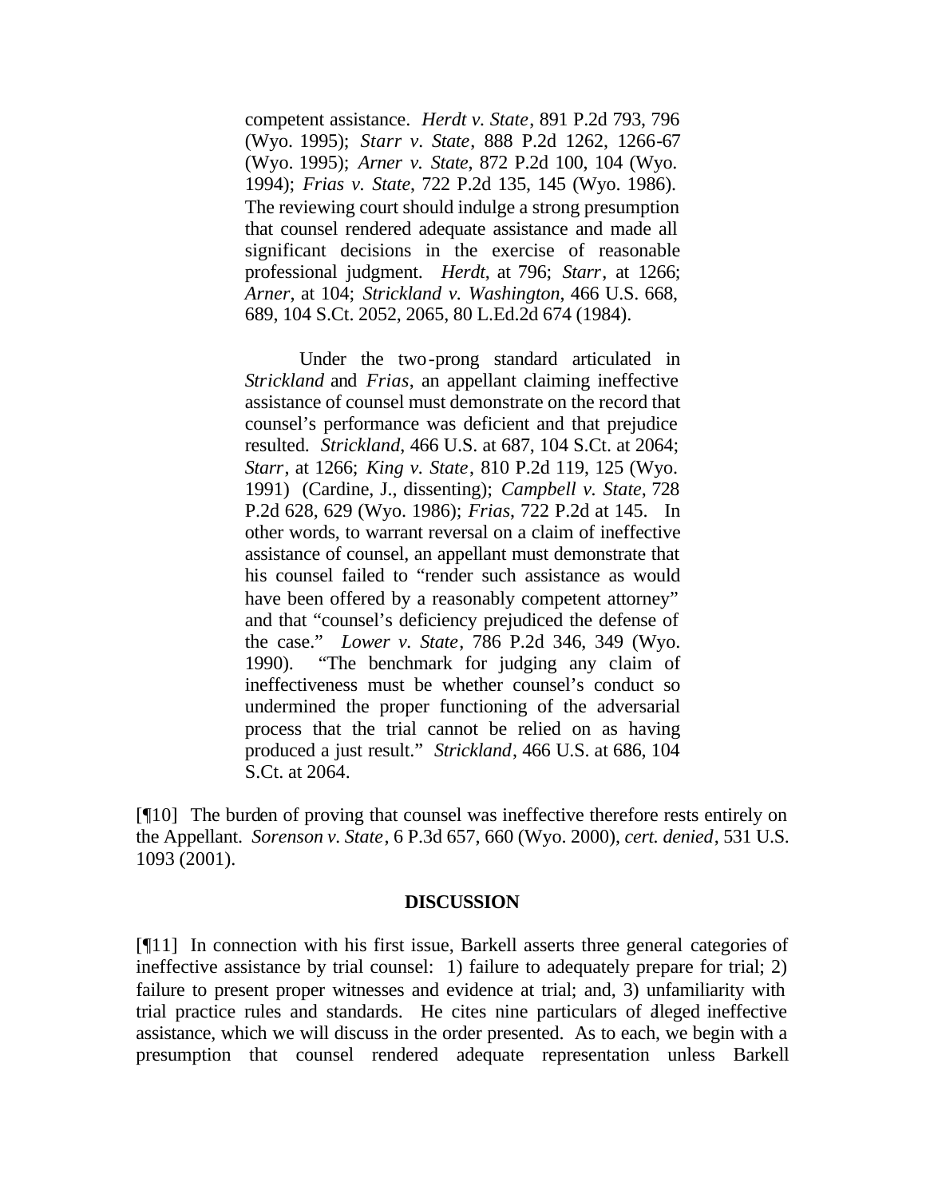> competent assistance. *Herdt v. State*, 891 P.2d 793, 796 (Wyo. 1995); *Starr v. State*, 888 P.2d 1262, 1266-67 (Wyo. 1995); *Arner v. State*, 872 P.2d 100, 104 (Wyo. 1994); *Frias v. State*, 722 P.2d 135, 145 (Wyo. 1986). The reviewing court should indulge a strong presumption that counsel rendered adequate assistance and made all significant decisions in the exercise of reasonable professional judgment. *Herdt*, at 796; *Starr*, at 1266; *Arner*, at 104; *Strickland v. Washington*, 466 U.S. 668, 689, 104 S.Ct. 2052, 2065, 80 L.Ed.2d 674 (1984).
>
> Under the two-prong standard articulated in *Strickland* and *Frias*, an appellant claiming ineffective assistance of counsel must demonstrate on the record that counsel's performance was deficient and that prejudice resulted. *Strickland*, 466 U.S. at 687, 104 S.Ct. at 2064; *Starr*, at 1266; *King v. State*, 810 P.2d 119, 125 (Wyo. 1991) (Cardine, J., dissenting); *Campbell v. State*, 728 P.2d 628, 629 (Wyo. 1986); *Frias*, 722 P.2d at 145. In other words, to warrant reversal on a claim of ineffective assistance of counsel, an appellant must demonstrate that his counsel failed to "render such assistance as would have been offered by a reasonably competent attorney" and that "counsel's deficiency prejudiced the defense of the case." *Lower v. State*, 786 P.2d 346, 349 (Wyo. 1990). "The benchmark for judging any claim of ineffectiveness must be whether counsel's conduct so undermined the proper functioning of the adversarial process that the trial cannot be relied on as having produced a just result." *Strickland*, 466 U.S. at 686, 104 S.Ct. at 2064.

[¶10] The burden of proving that counsel was ineffective therefore rests entirely on the Appellant. *Sorenson v. State*, 6 P.3d 657, 660 (Wyo. 2000), *cert. denied*, 531 U.S. 1093 (2001).

## DISCUSSION

[¶11] In connection with his first issue, Barkell asserts three general categories of ineffective assistance by trial counsel: 1) failure to adequately prepare for trial; 2) failure to present proper witnesses and evidence at trial; and, 3) unfamiliarity with trial practice rules and standards. He cites nine particulars of alleged ineffective assistance, which we will discuss in the order presented. As to each, we begin with a presumption that counsel rendered adequate representation unless Barkell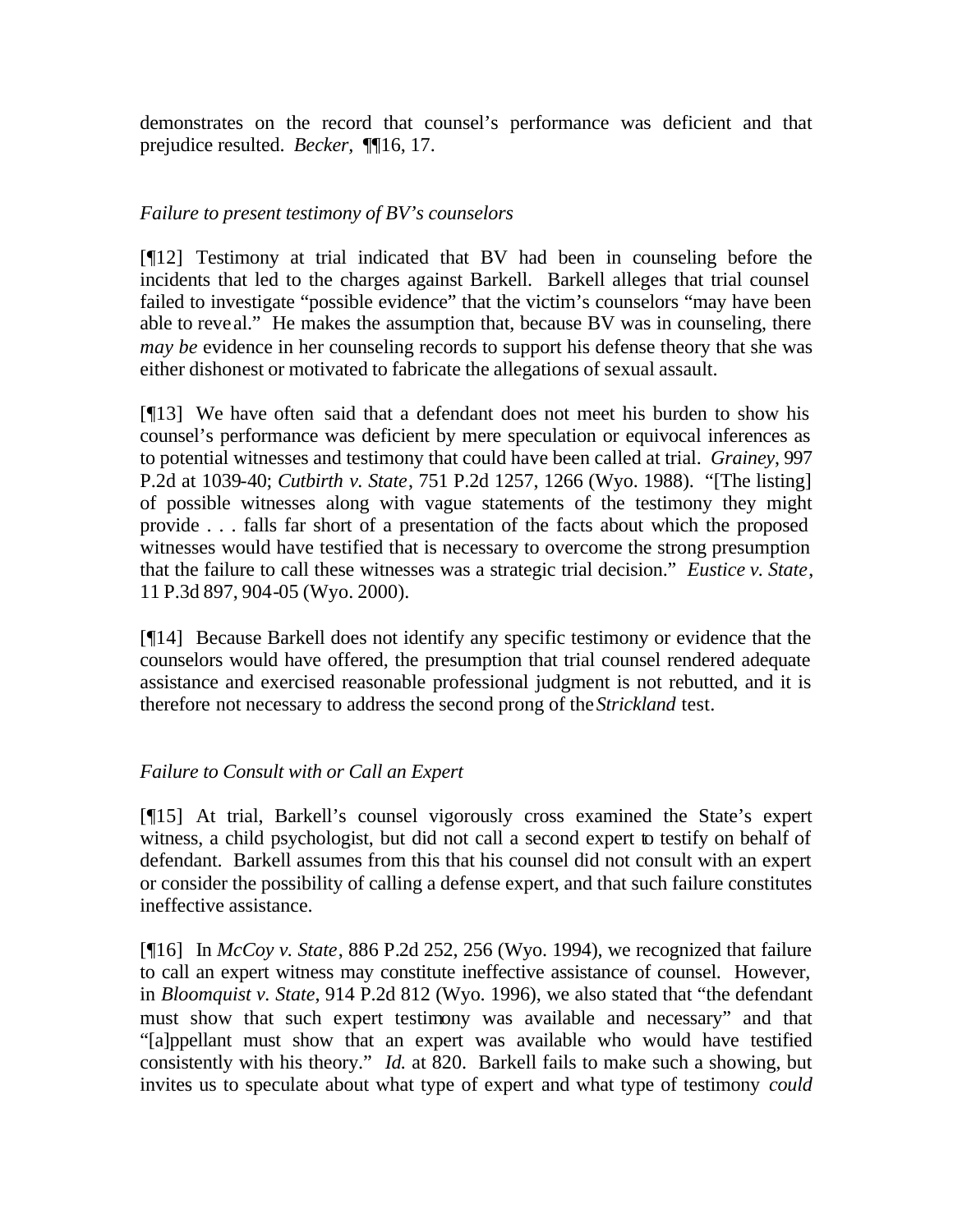demonstrates on the record that counsel's performance was deficient and that prejudice resulted. *Becker,* ¶¶16, 17.

*Failure to present testimony of BV's counselors*

[¶12] Testimony at trial indicated that BV had been in counseling before the incidents that led to the charges against Barkell. Barkell alleges that trial counsel failed to investigate "possible evidence" that the victim's counselors "may have been able to reveal." He makes the assumption that, because BV was in counseling, there *may be* evidence in her counseling records to support his defense theory that she was either dishonest or motivated to fabricate the allegations of sexual assault.

[¶13] We have often said that a defendant does not meet his burden to show his counsel's performance was deficient by mere speculation or equivocal inferences as to potential witnesses and testimony that could have been called at trial. *Grainey*, 997 P.2d at 1039-40; *Cutbirth v. State*, 751 P.2d 1257, 1266 (Wyo. 1988). "[The listing] of possible witnesses along with vague statements of the testimony they might provide . . . falls far short of a presentation of the facts about which the proposed witnesses would have testified that is necessary to overcome the strong presumption that the failure to call these witnesses was a strategic trial decision." *Eustice v. State*, 11 P.3d 897, 904-05 (Wyo. 2000).

[¶14] Because Barkell does not identify any specific testimony or evidence that the counselors would have offered, the presumption that trial counsel rendered adequate assistance and exercised reasonable professional judgment is not rebutted, and it is therefore not necessary to address the second prong of the *Strickland* test.

*Failure to Consult with or Call an Expert*

[¶15] At trial, Barkell's counsel vigorously cross examined the State's expert witness, a child psychologist, but did not call a second expert to testify on behalf of defendant. Barkell assumes from this that his counsel did not consult with an expert or consider the possibility of calling a defense expert, and that such failure constitutes ineffective assistance.

[¶16] In *McCoy v. State*, 886 P.2d 252, 256 (Wyo. 1994), we recognized that failure to call an expert witness may constitute ineffective assistance of counsel. However, in *Bloomquist v. State*, 914 P.2d 812 (Wyo. 1996), we also stated that "the defendant must show that such expert testimony was available and necessary" and that "[a]ppellant must show that an expert was available who would have testified consistently with his theory." *Id.* at 820. Barkell fails to make such a showing, but invites us to speculate about what type of expert and what type of testimony *could*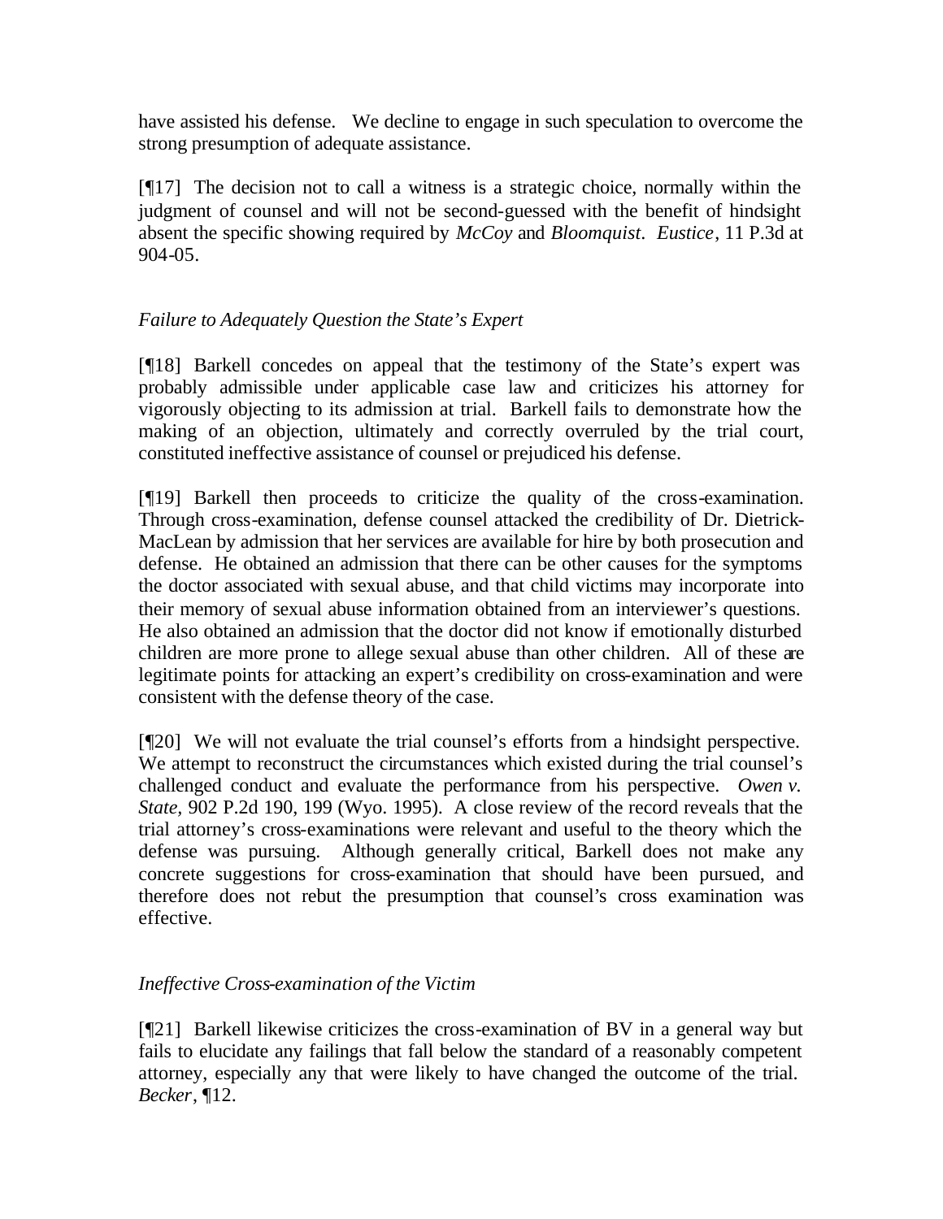have assisted his defense. We decline to engage in such speculation to overcome the strong presumption of adequate assistance.

[¶17] The decision not to call a witness is a strategic choice, normally within the judgment of counsel and will not be second-guessed with the benefit of hindsight absent the specific showing required by *McCoy* and *Bloomquist*. *Eustice*, 11 P.3d at 904-05.

### *Failure to Adequately Question the State's Expert*

[¶18] Barkell concedes on appeal that the testimony of the State's expert was probably admissible under applicable case law and criticizes his attorney for vigorously objecting to its admission at trial. Barkell fails to demonstrate how the making of an objection, ultimately and correctly overruled by the trial court, constituted ineffective assistance of counsel or prejudiced his defense.

[¶19] Barkell then proceeds to criticize the quality of the cross-examination. Through cross-examination, defense counsel attacked the credibility of Dr. Dietrick-MacLean by admission that her services are available for hire by both prosecution and defense. He obtained an admission that there can be other causes for the symptoms the doctor associated with sexual abuse, and that child victims may incorporate into their memory of sexual abuse information obtained from an interviewer's questions. He also obtained an admission that the doctor did not know if emotionally disturbed children are more prone to allege sexual abuse than other children. All of these are legitimate points for attacking an expert's credibility on cross-examination and were consistent with the defense theory of the case.

[¶20] We will not evaluate the trial counsel's efforts from a hindsight perspective. We attempt to reconstruct the circumstances which existed during the trial counsel's challenged conduct and evaluate the performance from his perspective. *Owen v. State*, 902 P.2d 190, 199 (Wyo. 1995). A close review of the record reveals that the trial attorney's cross-examinations were relevant and useful to the theory which the defense was pursuing. Although generally critical, Barkell does not make any concrete suggestions for cross-examination that should have been pursued, and therefore does not rebut the presumption that counsel's cross examination was effective.

### *Ineffective Cross-examination of the Victim*

[¶21] Barkell likewise criticizes the cross-examination of BV in a general way but fails to elucidate any failings that fall below the standard of a reasonably competent attorney, especially any that were likely to have changed the outcome of the trial. *Becker*, ¶12.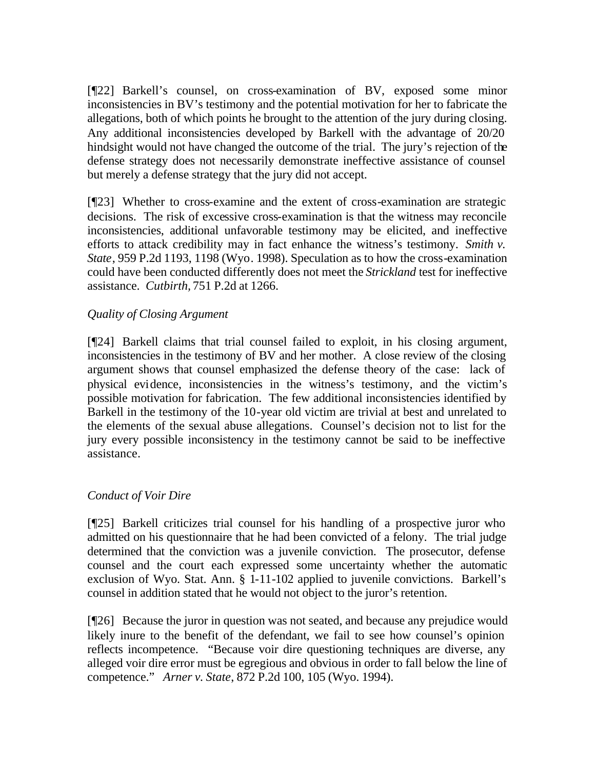[¶22] Barkell's counsel, on cross-examination of BV, exposed some minor inconsistencies in BV's testimony and the potential motivation for her to fabricate the allegations, both of which points he brought to the attention of the jury during closing. Any additional inconsistencies developed by Barkell with the advantage of 20/20 hindsight would not have changed the outcome of the trial. The jury's rejection of the defense strategy does not necessarily demonstrate ineffective assistance of counsel but merely a defense strategy that the jury did not accept.

[¶23] Whether to cross-examine and the extent of cross-examination are strategic decisions. The risk of excessive cross-examination is that the witness may reconcile inconsistencies, additional unfavorable testimony may be elicited, and ineffective efforts to attack credibility may in fact enhance the witness's testimony. *Smith v. State*, 959 P.2d 1193, 1198 (Wyo. 1998). Speculation as to how the cross-examination could have been conducted differently does not meet the *Strickland* test for ineffective assistance. *Cutbirth*, 751 P.2d at 1266.

*Quality of Closing Argument*

[¶24] Barkell claims that trial counsel failed to exploit, in his closing argument, inconsistencies in the testimony of BV and her mother. A close review of the closing argument shows that counsel emphasized the defense theory of the case: lack of physical evidence, inconsistencies in the witness's testimony, and the victim's possible motivation for fabrication. The few additional inconsistencies identified by Barkell in the testimony of the 10-year old victim are trivial at best and unrelated to the elements of the sexual abuse allegations. Counsel's decision not to list for the jury every possible inconsistency in the testimony cannot be said to be ineffective assistance.

*Conduct of Voir Dire*

[¶25] Barkell criticizes trial counsel for his handling of a prospective juror who admitted on his questionnaire that he had been convicted of a felony. The trial judge determined that the conviction was a juvenile conviction. The prosecutor, defense counsel and the court each expressed some uncertainty whether the automatic exclusion of Wyo. Stat. Ann. § 1-11-102 applied to juvenile convictions. Barkell's counsel in addition stated that he would not object to the juror's retention.

[¶26] Because the juror in question was not seated, and because any prejudice would likely inure to the benefit of the defendant, we fail to see how counsel's opinion reflects incompetence. "Because voir dire questioning techniques are diverse, any alleged voir dire error must be egregious and obvious in order to fall below the line of competence." *Arner v. State*, 872 P.2d 100, 105 (Wyo. 1994).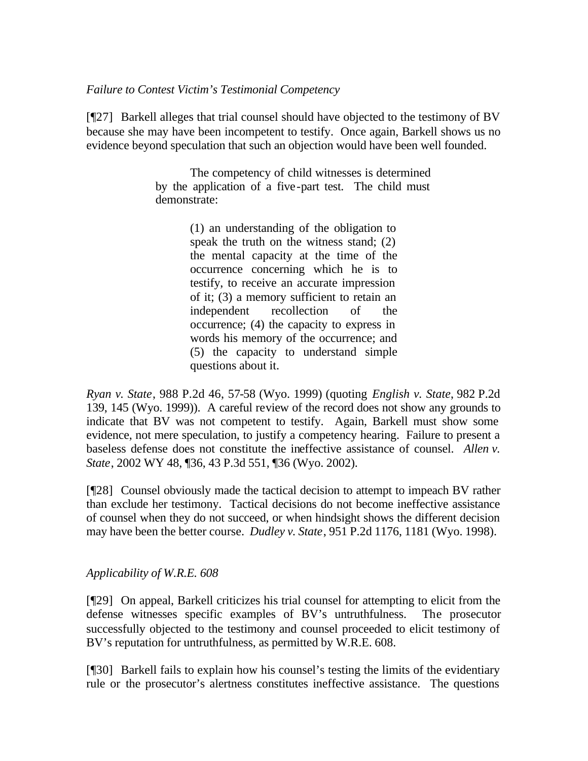*Failure to Contest Victim's Testimonial Competency*

[¶27] Barkell alleges that trial counsel should have objected to the testimony of BV because she may have been incompetent to testify. Once again, Barkell shows us no evidence beyond speculation that such an objection would have been well founded.

> The competency of child witnesses is determined by the application of a five-part test. The child must demonstrate:
>
> > (1) an understanding of the obligation to speak the truth on the witness stand; (2) the mental capacity at the time of the occurrence concerning which he is to testify, to receive an accurate impression of it; (3) a memory sufficient to retain an independent recollection of the occurrence; (4) the capacity to express in words his memory of the occurrence; and (5) the capacity to understand simple questions about it.

*Ryan v. State*, 988 P.2d 46, 57-58 (Wyo. 1999) (quoting *English v. State*, 982 P.2d 139, 145 (Wyo. 1999)). A careful review of the record does not show any grounds to indicate that BV was not competent to testify. Again, Barkell must show some evidence, not mere speculation, to justify a competency hearing. Failure to present a baseless defense does not constitute the ineffective assistance of counsel. *Allen v. State*, 2002 WY 48, ¶36, 43 P.3d 551, ¶36 (Wyo. 2002).

[¶28] Counsel obviously made the tactical decision to attempt to impeach BV rather than exclude her testimony. Tactical decisions do not become ineffective assistance of counsel when they do not succeed, or when hindsight shows the different decision may have been the better course. *Dudley v. State*, 951 P.2d 1176, 1181 (Wyo. 1998).

*Applicability of W.R.E. 608*

[¶29] On appeal, Barkell criticizes his trial counsel for attempting to elicit from the defense witnesses specific examples of BV's untruthfulness. The prosecutor successfully objected to the testimony and counsel proceeded to elicit testimony of BV's reputation for untruthfulness, as permitted by W.R.E. 608.

[¶30] Barkell fails to explain how his counsel's testing the limits of the evidentiary rule or the prosecutor's alertness constitutes ineffective assistance. The questions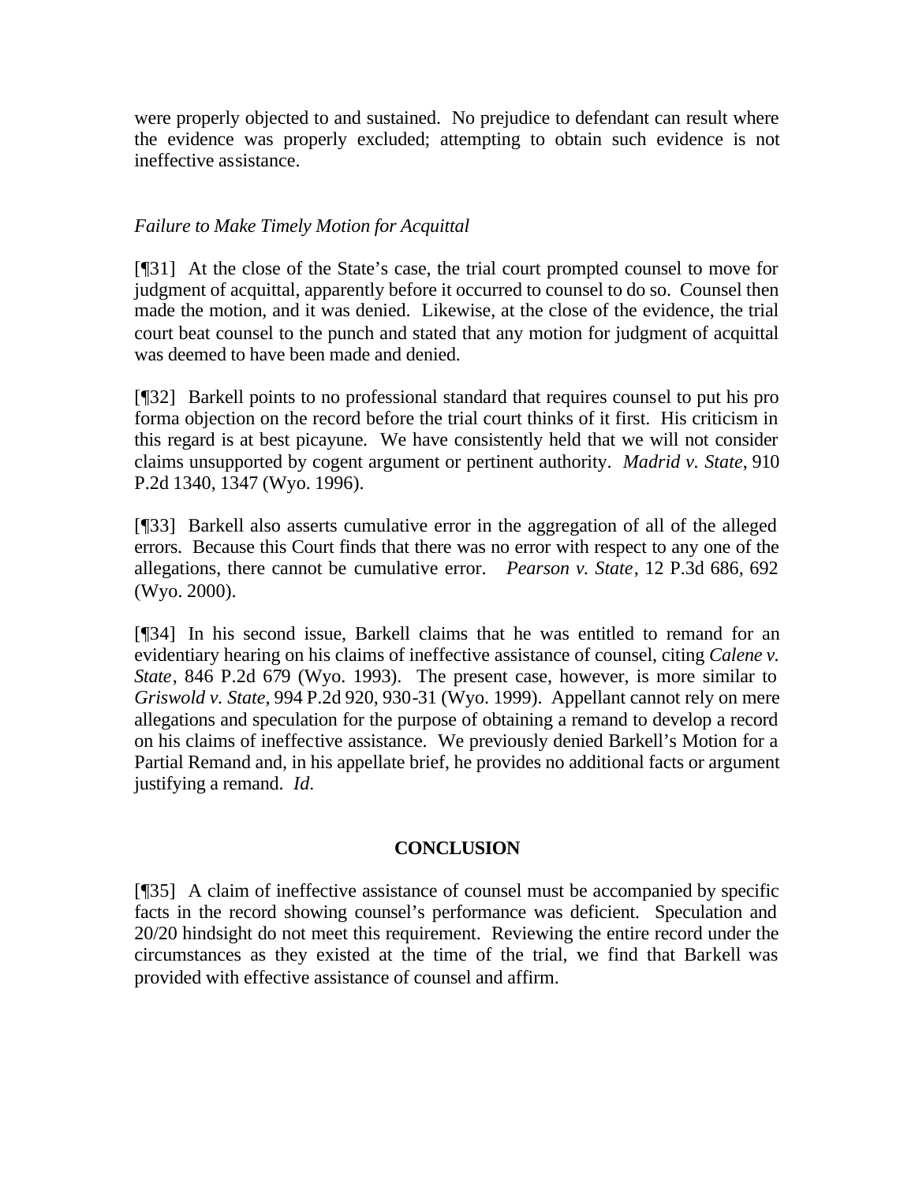were properly objected to and sustained. No prejudice to defendant can result where the evidence was properly excluded; attempting to obtain such evidence is not ineffective assistance.

*Failure to Make Timely Motion for Acquittal*

[¶31] At the close of the State's case, the trial court prompted counsel to move for judgment of acquittal, apparently before it occurred to counsel to do so. Counsel then made the motion, and it was denied. Likewise, at the close of the evidence, the trial court beat counsel to the punch and stated that any motion for judgment of acquittal was deemed to have been made and denied.

[¶32] Barkell points to no professional standard that requires counsel to put his pro forma objection on the record before the trial court thinks of it first. His criticism in this regard is at best picayune. We have consistently held that we will not consider claims unsupported by cogent argument or pertinent authority. *Madrid v. State*, 910 P.2d 1340, 1347 (Wyo. 1996).

[¶33] Barkell also asserts cumulative error in the aggregation of all of the alleged errors. Because this Court finds that there was no error with respect to any one of the allegations, there cannot be cumulative error. *Pearson v. State*, 12 P.3d 686, 692 (Wyo. 2000).

[¶34] In his second issue, Barkell claims that he was entitled to remand for an evidentiary hearing on his claims of ineffective assistance of counsel, citing *Calene v. State*, 846 P.2d 679 (Wyo. 1993). The present case, however, is more similar to *Griswold v. State*, 994 P.2d 920, 930-31 (Wyo. 1999). Appellant cannot rely on mere allegations and speculation for the purpose of obtaining a remand to develop a record on his claims of ineffective assistance. We previously denied Barkell's Motion for a Partial Remand and, in his appellate brief, he provides no additional facts or argument justifying a remand. *Id*.

## CONCLUSION

[¶35] A claim of ineffective assistance of counsel must be accompanied by specific facts in the record showing counsel's performance was deficient. Speculation and 20/20 hindsight do not meet this requirement. Reviewing the entire record under the circumstances as they existed at the time of the trial, we find that Barkell was provided with effective assistance of counsel and affirm.